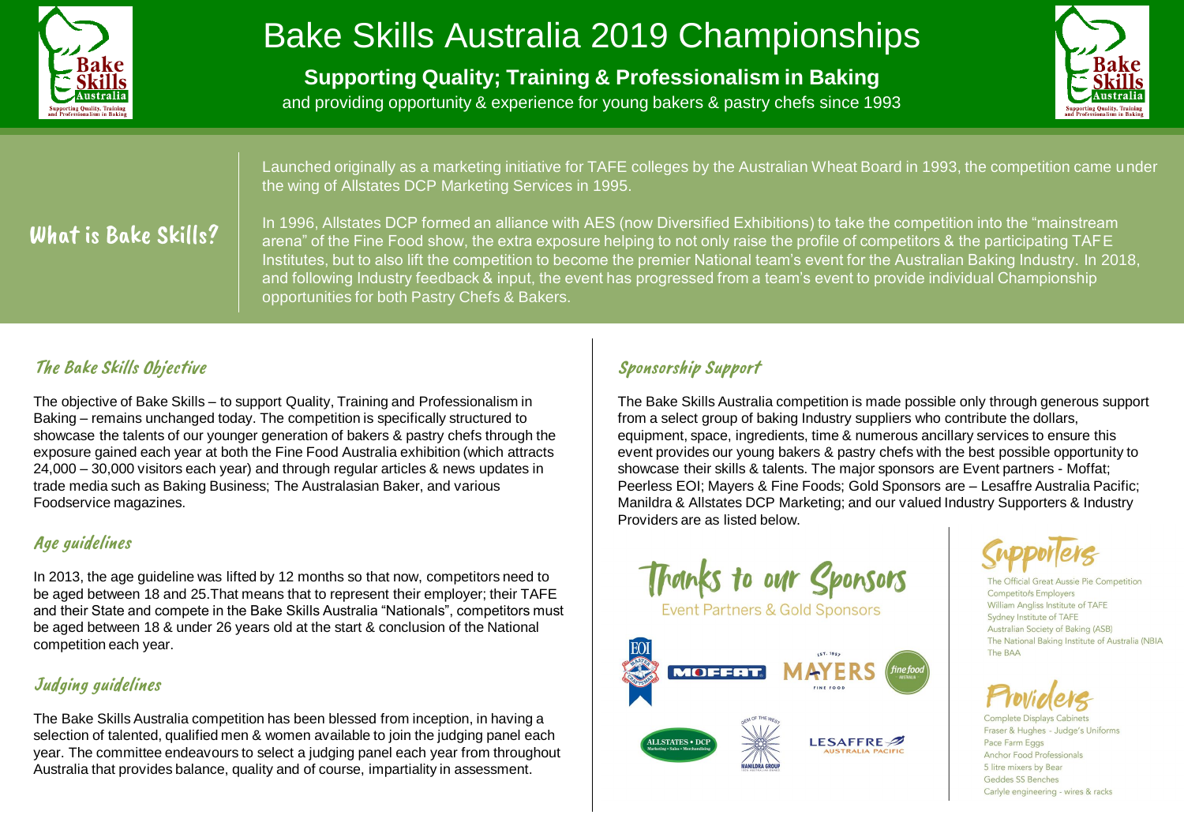# Bake Skills Australia 2019 Championships

**Supporting Quality; Training & Professionalism in Baking**

and providing opportunity & experience for young bakers & pastry chefs since 1993

## What is Bake Skills?

Launched originally as a marketing initiative for TAFE colleges by the Australian Wheat Board in 1993, the competition came under the wing of Allstates DCP Marketing Services in 1995.

In 1996, Allstates DCP formed an alliance with AES (now Diversified Exhibitions) to take the competition into the "mainstream arena" of the Fine Food show, the extra exposure helping to not only raise the profile of competitors & the participating TAFE Institutes, but to also lift the competition to become the premier National team's event for the Australian Baking Industry. In 2018, and following Industry feedback & input, the event has progressed from a team's event to provide individual Championship opportunities for both Pastry Chefs & Bakers.

### The Bake Skills Objective

The objective of Bake Skills – to support Quality, Training and Professionalism in Baking – remains unchanged today. The competition is specifically structured to showcase the talents of our younger generation of bakers & pastry chefs through the exposure gained each year at both the Fine Food Australia exhibition (which attracts 24,000 – 30,000 visitors each year) and through regular articles & news updates in trade media such as Baking Business; The Australasian Baker, and various Foodservice magazines.

### Age guidelines

In 2013, the age guideline was lifted by 12 months so that now, competitors need to be aged between 18 and 25.That means that to represent their employer; their TAFE and their State and compete in the Bake Skills Australia "Nationals", competitors must be aged between 18 & under 26 years old at the start & conclusion of the National competition each year.

### Judging guidelines

The Bake Skills Australia competition has been blessed from inception, in having a selection of talented, qualified men & women available to join the judging panel each year. The committee endeavours to select a judging panel each year from throughout Australia that provides balance, quality and of course, impartiality in assessment.

### Sponsorship Support

The Bake Skills Australia competition is made possible only through generous support from a select group of baking Industry suppliers who contribute the dollars, equipment, space, ingredients, time & numerous ancillary services to ensure this event provides our young bakers & pastry chefs with the best possible opportunity to showcase their skills & talents. The major sponsors are Event partners - Moffat; Peerless EOI; Mayers & Fine Foods; Gold Sponsors are – Lesaffre Australia Pacific; Manildra & Allstates DCP Marketing; and our valued Industry Supporters & Industry Providers are as listed below.

### Thanks to our Sponsors

Event Partners & Gold Sponsors

### Supporters

- The Official Great Aussie Pie Competition
- Competitor's Employers
- William Angliss Institute of TAFE
- Sydney Institute of TAFE
- Australian Society of Baking (ASB)
- The National Baking Institute of Australia (NBIA
- The BAA

### Providers

- Complete Displays Cabinets
- Fraser & Hughes - Judge's Uniforms
- Pace Farm Eggs
- Anchor Food Professionals
- 5 litre mixers by Bear
- Geddes SS Benches
- Carlyle engineering - wires & racks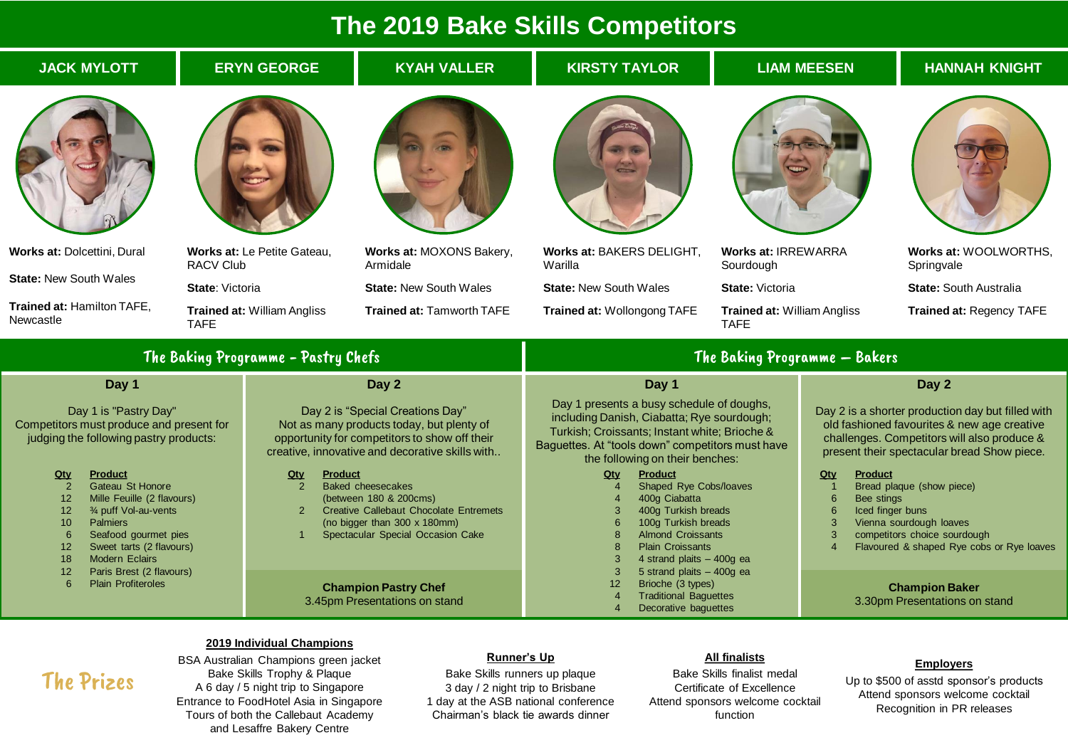# The 2019 Bake Skills Competitors

### JACK MYLOTT

**Works at:** Dolcettini, Dural

**State:** New South Wales

**Trained at:** Hamilton TAFE, Newcastle

### ERYN GEORGE

**Works at:** Le Petite Gateau, RACV Club

**State**: Victoria

**Trained at:** William Angliss TAFE

### KYAH VALLER

**Works at:** MOXONS Bakery, Armidale

**State:** New South Wales

**Trained at:** Tamworth TAFE

### KIRSTY TAYLOR

**Works at:** BAKERS DELIGHT, Warilla

**State:** New South Wales

**Trained at:** Wollongong TAFE

### LIAM MEESEN

**Works at:** IRREWARRA Sourdough

**State:** Victoria

**Trained at:** William Angliss TAFE

### HANNAH KNIGHT

**Works at:** WOOLWORTHS, Springvale

**State:** South Australia

**Trained at:** Regency TAFE

## The Baking Programme - Pastry Chefs

### Day 1

Day 1 is "Pastry Day"
Competitors must produce and present for judging the following pastry products:

| Qty | Product |
|---|---|
| 2 | Gateau St Honore |
| 12 | Mille Feuille (2 flavours) |
| 12 | ¾ puff Vol-au-vents |
| 10 | Palmiers |
| 6 | Seafood gourmet pies |
| 12 | Sweet tarts (2 flavours) |
| 18 | Modern Eclairs |
| 12 | Paris Brest (2 flavours) |
| 6 | Plain Profiteroles |

### Day 2

Day 2 is "Special Creations Day"
Not as many products today, but plenty of opportunity for competitors to show off their creative, innovative and decorative skills with..

| Qty | Product |
|---|---|
| 2 | Baked cheesecakes (between 180 & 200cms) |
| 2 | Creative Callebaut Chocolate Entremets (no bigger than 300 x 180mm) |
| 1 | Spectacular Special Occasion Cake |

**Champion Pastry Chef**
3.45pm Presentations on stand

## The Baking Programme – Bakers

### Day 1

Day 1 presents a busy schedule of doughs, including Danish, Ciabatta; Rye sourdough; Turkish; Croissants; Instant white; Brioche & Baguettes. At "tools down" competitors must have the following on their benches:

| Qty | Product |
|---|---|
| 4 | Shaped Rye Cobs/loaves |
| 4 | 400g Ciabatta |
| 3 | 400g Turkish breads |
| 6 | 100g Turkish breads |
| 8 | Almond Croissants |
| 8 | Plain Croissants |
| 3 | 4 strand plaits – 400g ea |
| 3 | 5 strand plaits – 400g ea |
| 12 | Brioche (3 types) |
| 4 | Traditional Baguettes |
| 4 | Decorative baguettes |

### Day 2

Day 2 is a shorter production day but filled with old fashioned favourites & new age creative challenges. Competitors will also produce & present their spectacular bread Show piece.

| Qty | Product |
|---|---|
| 1 | Bread plaque (show piece) |
| 6 | Bee stings |
| 6 | Iced finger buns |
| 3 | Vienna sourdough loaves |
| 3 | competitors choice sourdough |
| 4 | Flavoured & shaped Rye cobs or Rye loaves |

**Champion Baker**
3.30pm Presentations on stand

## The Prizes

**2019 Individual Champions**

BSA Australian Champions green jacket
Bake Skills Trophy & Plaque
A 6 day / 5 night trip to Singapore
Entrance to FoodHotel Asia in Singapore
Tours of both the Callebaut Academy and Lesaffre Bakery Centre

**Runner's Up**

Bake Skills runners up plaque
3 day / 2 night trip to Brisbane
1 day at the ASB national conference
Chairman's black tie awards dinner

**All finalists**

Bake Skills finalist medal
Certificate of Excellence
Attend sponsors welcome cocktail function

**Employers**

Up to $500 of asstd sponsor's products
Attend sponsors welcome cocktail
Recognition in PR releases